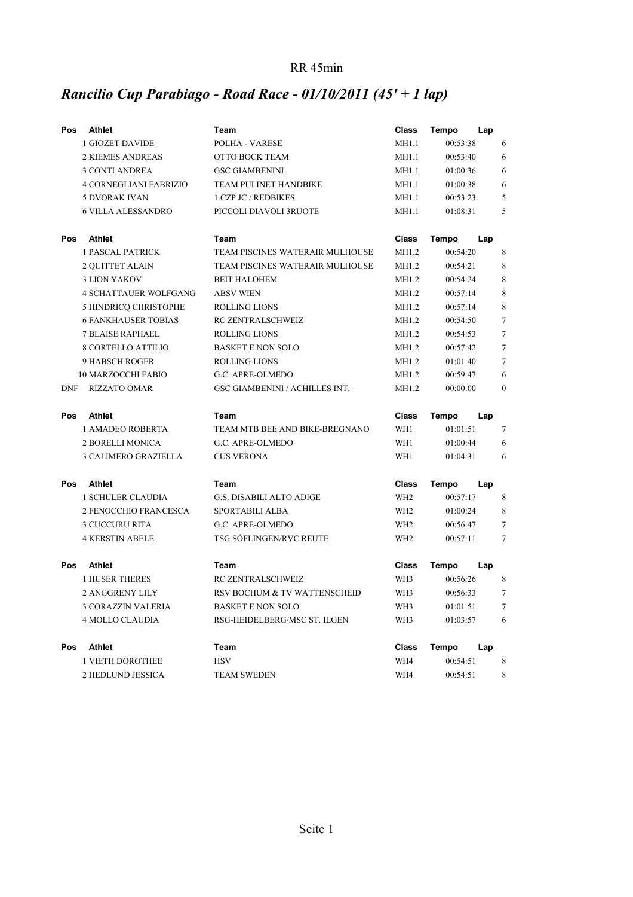RR 45min

# *Rancilio Cup Parabiago - Road Race - 01/10/2011 (45' + 1 lap)*

| Pos | Athlet | Team | Class | Tempo | Lap |
|---|---|---|---|---|---|
| 1 | GIOZET DAVIDE | POLHA - VARESE | MH1.1 | 00:53:38 | 6 |
| 2 | KIEMES ANDREAS | OTTO BOCK TEAM | MH1.1 | 00:53:40 | 6 |
| 3 | CONTI ANDREA | GSC GIAMBENINI | MH1.1 | 01:00:36 | 6 |
| 4 | CORNEGLIANI FABRIZIO | TEAM PULINET HANDBIKE | MH1.1 | 01:00:38 | 6 |
| 5 | DVORAK IVAN | 1.CZP JC / REDBIKES | MH1.1 | 00:53:23 | 5 |
| 6 | VILLA ALESSANDRO | PICCOLI DIAVOLI 3RUOTE | MH1.1 | 01:08:31 | 5 |

| Pos | Athlet | Team | Class | Tempo | Lap |
|---|---|---|---|---|---|
| 1 | PASCAL PATRICK | TEAM PISCINES WATERAIR MULHOUSE | MH1.2 | 00:54:20 | 8 |
| 2 | QUITTET ALAIN | TEAM PISCINES WATERAIR MULHOUSE | MH1.2 | 00:54:21 | 8 |
| 3 | LION YAKOV | BEIT HALOHEM | MH1.2 | 00:54:24 | 8 |
| 4 | SCHATTAUER WOLFGANG | ABSV WIEN | MH1.2 | 00:57:14 | 8 |
| 5 | HINDRICQ CHRISTOPHE | ROLLING LIONS | MH1.2 | 00:57:14 | 8 |
| 6 | FANKHAUSER TOBIAS | RC ZENTRALSCHWEIZ | MH1.2 | 00:54:50 | 7 |
| 7 | BLAISE RAPHAEL | ROLLING LIONS | MH1.2 | 00:54:53 | 7 |
| 8 | CORTELLO ATTILIO | BASKET E NON SOLO | MH1.2 | 00:57:42 | 7 |
| 9 | HABSCH ROGER | ROLLING LIONS | MH1.2 | 01:01:40 | 7 |
| 10 | MARZOCCHI FABIO | G.C. APRE-OLMEDO | MH1.2 | 00:59:47 | 6 |
| DNF | RIZZATO OMAR | GSC GIAMBENINI / ACHILLES INT. | MH1.2 | 00:00:00 | 0 |

| Pos | Athlet | Team | Class | Tempo | Lap |
|---|---|---|---|---|---|
| 1 | AMADEO ROBERTA | TEAM MTB BEE AND BIKE-BREGNANO | WH1 | 01:01:51 | 7 |
| 2 | BORELLI MONICA | G.C. APRE-OLMEDO | WH1 | 01:00:44 | 6 |
| 3 | CALIMERO GRAZIELLA | CUS VERONA | WH1 | 01:04:31 | 6 |

| Pos | Athlet | Team | Class | Tempo | Lap |
|---|---|---|---|---|---|
| 1 | SCHULER CLAUDIA | G.S. DISABILI ALTO ADIGE | WH2 | 00:57:17 | 8 |
| 2 | FENOCCHIO FRANCESCA | SPORTABILI ALBA | WH2 | 01:00:24 | 8 |
| 3 | CUCCURU RITA | G.C. APRE-OLMEDO | WH2 | 00:56:47 | 7 |
| 4 | KERSTIN ABELE | TSG SÖFLINGEN/RVC REUTE | WH2 | 00:57:11 | 7 |

| Pos | Athlet | Team | Class | Tempo | Lap |
|---|---|---|---|---|---|
| 1 | HUSER THERES | RC ZENTRALSCHWEIZ | WH3 | 00:56:26 | 8 |
| 2 | ANGGRENY LILY | RSV BOCHUM & TV WATTENSCHEID | WH3 | 00:56:33 | 7 |
| 3 | CORAZZIN VALERIA | BASKET E NON SOLO | WH3 | 01:01:51 | 7 |
| 4 | MOLLO CLAUDIA | RSG-HEIDELBERG/MSC ST. ILGEN | WH3 | 01:03:57 | 6 |

| Pos | Athlet | Team | Class | Tempo | Lap |
|---|---|---|---|---|---|
| 1 | VIETH DOROTHEE | HSV | WH4 | 00:54:51 | 8 |
| 2 | HEDLUND JESSICA | TEAM SWEDEN | WH4 | 00:54:51 | 8 |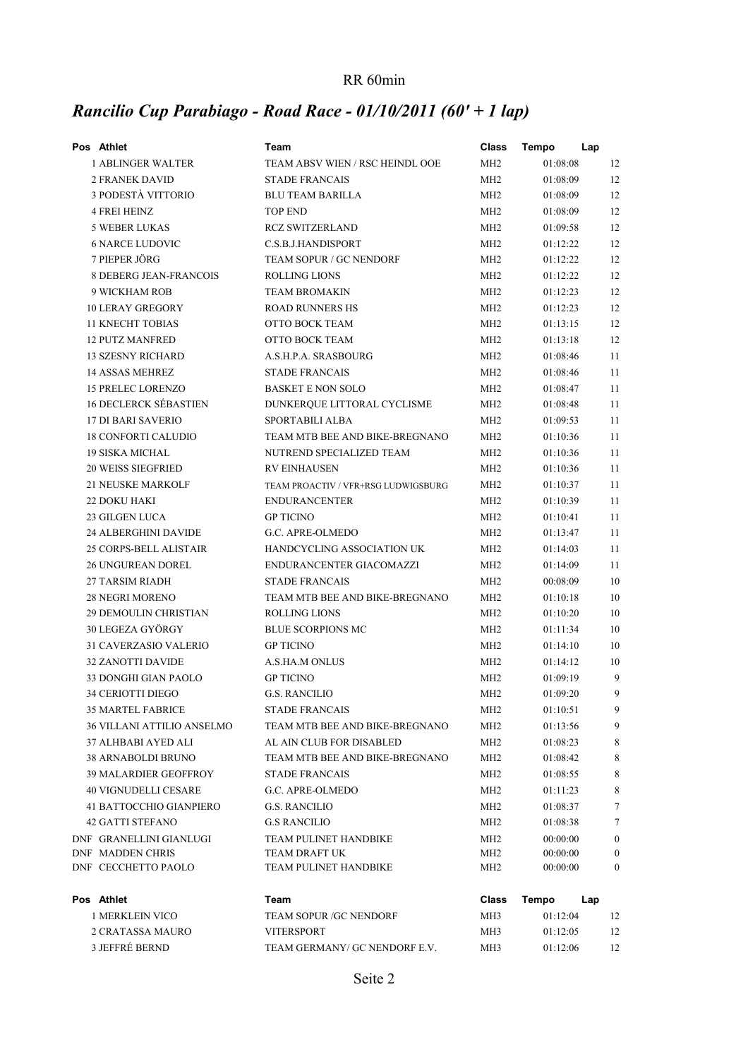RR 60min

# *Rancilio Cup Parabiago - Road Race - 01/10/2011 (60' + 1 lap)*

| Pos | Athlet | Team | Class | Tempo | Lap |
|---|---|---|---|---|---|
| 1 | ABLINGER WALTER | TEAM ABSV WIEN / RSC HEINDL OOE | MH2 | 01:08:08 | 12 |
| 2 | FRANEK DAVID | STADE FRANCAIS | MH2 | 01:08:09 | 12 |
| 3 | PODESTÀ VITTORIO | BLU TEAM BARILLA | MH2 | 01:08:09 | 12 |
| 4 | FREI HEINZ | TOP END | MH2 | 01:08:09 | 12 |
| 5 | WEBER LUKAS | RCZ SWITZERLAND | MH2 | 01:09:58 | 12 |
| 6 | NARCE LUDOVIC | C.S.B.J.HANDISPORT | MH2 | 01:12:22 | 12 |
| 7 | PIEPER JÖRG | TEAM SOPUR / GC NENDORF | MH2 | 01:12:22 | 12 |
| 8 | DEBERG JEAN-FRANCOIS | ROLLING LIONS | MH2 | 01:12:22 | 12 |
| 9 | WICKHAM ROB | TEAM BROMAKIN | MH2 | 01:12:23 | 12 |
| 10 | LERAY GREGORY | ROAD RUNNERS HS | MH2 | 01:12:23 | 12 |
| 11 | KNECHT TOBIAS | OTTO BOCK TEAM | MH2 | 01:13:15 | 12 |
| 12 | PUTZ MANFRED | OTTO BOCK TEAM | MH2 | 01:13:18 | 12 |
| 13 | SZESNY RICHARD | A.S.H.P.A. SRASBOURG | MH2 | 01:08:46 | 11 |
| 14 | ASSAS MEHREZ | STADE FRANCAIS | MH2 | 01:08:46 | 11 |
| 15 | PRELEC LORENZO | BASKET E NON SOLO | MH2 | 01:08:47 | 11 |
| 16 | DECLERCK SÉBASTIEN | DUNKERQUE LITTORAL CYCLISME | MH2 | 01:08:48 | 11 |
| 17 | DI BARI SAVERIO | SPORTABILI ALBA | MH2 | 01:09:53 | 11 |
| 18 | CONFORTI CALUDIO | TEAM MTB BEE AND BIKE-BREGNANO | MH2 | 01:10:36 | 11 |
| 19 | SISKA MICHAL | NUTREND SPECIALIZED TEAM | MH2 | 01:10:36 | 11 |
| 20 | WEISS SIEGFRIED | RV EINHAUSEN | MH2 | 01:10:36 | 11 |
| 21 | NEUSKE MARKOLF | TEAM PROACTIV / VFR+RSG LUDWIGSBURG | MH2 | 01:10:37 | 11 |
| 22 | DOKU HAKI | ENDURANCENTER | MH2 | 01:10:39 | 11 |
| 23 | GILGEN LUCA | GP TICINO | MH2 | 01:10:41 | 11 |
| 24 | ALBERGHINI DAVIDE | G.C. APRE-OLMEDO | MH2 | 01:13:47 | 11 |
| 25 | CORPS-BELL ALISTAIR | HANDCYCLING ASSOCIATION UK | MH2 | 01:14:03 | 11 |
| 26 | UNGUREAN DOREL | ENDURANCENTER GIACOMAZZI | MH2 | 01:14:09 | 11 |
| 27 | TARSIM RIADH | STADE FRANCAIS | MH2 | 00:08:09 | 10 |
| 28 | NEGRI MORENO | TEAM MTB BEE AND BIKE-BREGNANO | MH2 | 01:10:18 | 10 |
| 29 | DEMOULIN CHRISTIAN | ROLLING LIONS | MH2 | 01:10:20 | 10 |
| 30 | LEGEZA GYÖRGY | BLUE SCORPIONS MC | MH2 | 01:11:34 | 10 |
| 31 | CAVERZASIO VALERIO | GP TICINO | MH2 | 01:14:10 | 10 |
| 32 | ZANOTTI DAVIDE | A.S.HA.M ONLUS | MH2 | 01:14:12 | 10 |
| 33 | DONGHI GIAN PAOLO | GP TICINO | MH2 | 01:09:19 | 9 |
| 34 | CERIOTTI DIEGO | G.S. RANCILIO | MH2 | 01:09:20 | 9 |
| 35 | MARTEL FABRICE | STADE FRANCAIS | MH2 | 01:10:51 | 9 |
| 36 | VILLANI ATTILIO ANSELMO | TEAM MTB BEE AND BIKE-BREGNANO | MH2 | 01:13:56 | 9 |
| 37 | ALHBABI AYED ALI | AL AIN CLUB FOR DISABLED | MH2 | 01:08:23 | 8 |
| 38 | ARNABOLDI BRUNO | TEAM MTB BEE AND BIKE-BREGNANO | MH2 | 01:08:42 | 8 |
| 39 | MALARDIER GEOFFROY | STADE FRANCAIS | MH2 | 01:08:55 | 8 |
| 40 | VIGNUDELLI CESARE | G.C. APRE-OLMEDO | MH2 | 01:11:23 | 8 |
| 41 | BATTOCCHIO GIANPIERO | G.S. RANCILIO | MH2 | 01:08:37 | 7 |
| 42 | GATTI STEFANO | G.S RANCILIO | MH2 | 01:08:38 | 7 |
| DNF | GRANELLINI GIANLUGI | TEAM PULINET HANDBIKE | MH2 | 00:00:00 | 0 |
| DNF | MADDEN CHRIS | TEAM DRAFT UK | MH2 | 00:00:00 | 0 |
| DNF | CECCHETTO PAOLO | TEAM PULINET HANDBIKE | MH2 | 00:00:00 | 0 |

| Pos | Athlet | Team | Class | Tempo | Lap |
|---|---|---|---|---|---|
| 1 | MERKLEIN VICO | TEAM SOPUR /GC NENDORF | MH3 | 01:12:04 | 12 |
| 2 | CRATASSA MAURO | VITERSPORT | MH3 | 01:12:05 | 12 |
| 3 | JEFFRÉ BERND | TEAM GERMANY/ GC NENDORF E.V. | MH3 | 01:12:06 | 12 |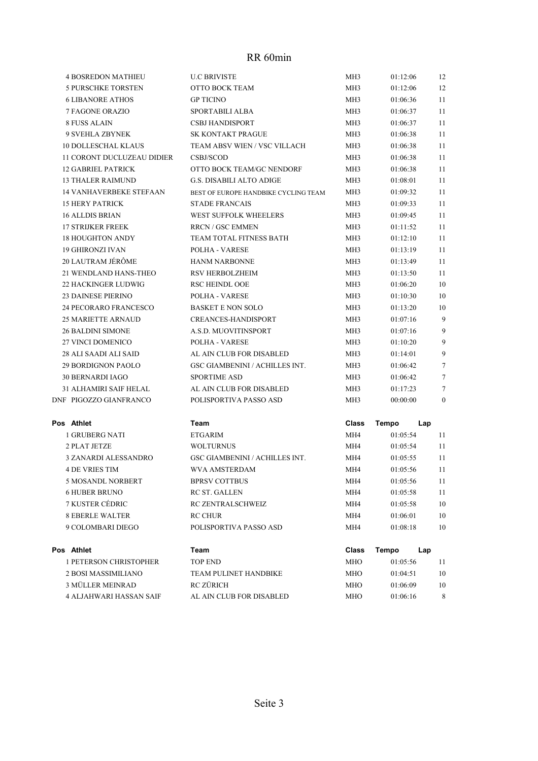# RR 60min

| Pos | Athlet | Team | Class | Tempo | Lap |
|---|---|---|---|---|---|
| 4 | BOSREDON MATHIEU | U.C BRIVISTE | MH3 | 01:12:06 | 12 |
| 5 | PURSCHKE TORSTEN | OTTO BOCK TEAM | MH3 | 01:12:06 | 12 |
| 6 | LIBANORE ATHOS | GP TICINO | MH3 | 01:06:36 | 11 |
| 7 | FAGONE ORAZIO | SPORTABILI ALBA | MH3 | 01:06:37 | 11 |
| 8 | FUSS ALAIN | CSBJ HANDISPORT | MH3 | 01:06:37 | 11 |
| 9 | SVEHLA ZBYNEK | SK KONTAKT PRAGUE | MH3 | 01:06:38 | 11 |
| 10 | DOLLESCHAL KLAUS | TEAM ABSV WIEN / VSC VILLACH | MH3 | 01:06:38 | 11 |
| 11 | CORONT DUCLUZEAU DIDIER | CSBJ/SCOD | MH3 | 01:06:38 | 11 |
| 12 | GABRIEL PATRICK | OTTO BOCK TEAM/GC NENDORF | MH3 | 01:06:38 | 11 |
| 13 | THALER RAIMUND | G.S. DISABILI ALTO ADIGE | MH3 | 01:08:01 | 11 |
| 14 | VANHAVERBEKE STEFAAN | BEST OF EUROPE HANDBIKE CYCLING TEAM | MH3 | 01:09:32 | 11 |
| 15 | HERY PATRICK | STADE FRANCAIS | MH3 | 01:09:33 | 11 |
| 16 | ALLDIS BRIAN | WEST SUFFOLK WHEELERS | MH3 | 01:09:45 | 11 |
| 17 | STRIJKER FREEK | RRCN / GSC EMMEN | MH3 | 01:11:52 | 11 |
| 18 | HOUGHTON ANDY | TEAM TOTAL FITNESS BATH | MH3 | 01:12:10 | 11 |
| 19 | GHIRONZI IVAN | POLHA - VARESE | MH3 | 01:13:19 | 11 |
| 20 | LAUTRAM JÉRÔME | HANM NARBONNE | MH3 | 01:13:49 | 11 |
| 21 | WENDLAND HANS-THEO | RSV HERBOLZHEIM | MH3 | 01:13:50 | 11 |
| 22 | HACKINGER LUDWIG | RSC HEINDL OOE | MH3 | 01:06:20 | 10 |
| 23 | DAINESE PIERINO | POLHA - VARESE | MH3 | 01:10:30 | 10 |
| 24 | PECORARO FRANCESCO | BASKET E NON SOLO | MH3 | 01:13:20 | 10 |
| 25 | MARIETTE ARNAUD | CREANCES-HANDISPORT | MH3 | 01:07:16 | 9 |
| 26 | BALDINI SIMONE | A.S.D. MUOVITINSPORT | MH3 | 01:07:16 | 9 |
| 27 | VINCI DOMENICO | POLHA - VARESE | MH3 | 01:10:20 | 9 |
| 28 | ALI SAADI ALI SAID | AL AIN CLUB FOR DISABLED | MH3 | 01:14:01 | 9 |
| 29 | BORDIGNON PAOLO | GSC GIAMBENINI / ACHILLES INT. | MH3 | 01:06:42 | 7 |
| 30 | BERNARDI IAGO | SPORTIME ASD | MH3 | 01:06:42 | 7 |
| 31 | ALHAMIRI SAIF HELAL | AL AIN CLUB FOR DISABLED | MH3 | 01:17:23 | 7 |
| DNF | PIGOZZO GIANFRANCO | POLISPORTIVA PASSO ASD | MH3 | 00:00:00 | 0 |

| Pos | Athlet | Team | Class | Tempo | Lap |
|---|---|---|---|---|---|
| 1 | GRUBERG NATI | ETGARIM | MH4 | 01:05:54 | 11 |
| 2 | PLAT JETZE | WOLTURNUS | MH4 | 01:05:54 | 11 |
| 3 | ZANARDI ALESSANDRO | GSC GIAMBENINI / ACHILLES INT. | MH4 | 01:05:55 | 11 |
| 4 | DE VRIES TIM | WVA AMSTERDAM | MH4 | 01:05:56 | 11 |
| 5 | MOSANDL NORBERT | BPRSV COTTBUS | MH4 | 01:05:56 | 11 |
| 6 | HUBER BRUNO | RC ST. GALLEN | MH4 | 01:05:58 | 11 |
| 7 | KUSTER CÉDRIC | RC ZENTRALSCHWEIZ | MH4 | 01:05:58 | 10 |
| 8 | EBERLE WALTER | RC CHUR | MH4 | 01:06:01 | 10 |
| 9 | COLOMBARI DIEGO | POLISPORTIVA PASSO ASD | MH4 | 01:08:18 | 10 |

| Pos | Athlet | Team | Class | Tempo | Lap |
|---|---|---|---|---|---|
| 1 | PETERSON CHRISTOPHER | TOP END | MHO | 01:05:56 | 11 |
| 2 | BOSI MASSIMILIANO | TEAM PULINET HANDBIKE | MHO | 01:04:51 | 10 |
| 3 | MÜLLER MEINRAD | RC ZÜRICH | MHO | 01:06:09 | 10 |
| 4 | ALJAHWARI HASSAN SAIF | AL AIN CLUB FOR DISABLED | MHO | 01:06:16 | 8 |